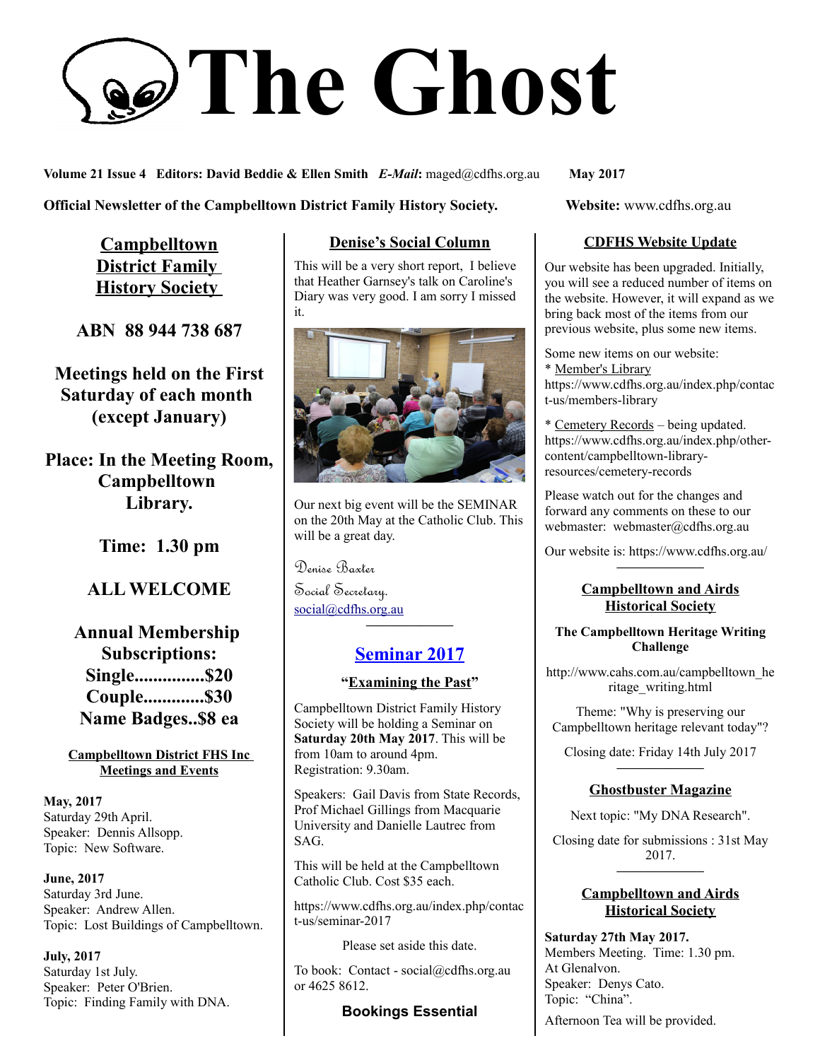# The Ghost

**Volume 21 Issue 4 Editors: David Beddie & Ellen Smith** ***E-Mail***: maged@cdfhs.org.au **May 2017**

**Official Newsletter of the Campbelltown District Family History Society.** **Website:** www.cdfhs.org.au

## Campbelltown District Family History Society

**ABN 88 944 738 687**

**Meetings held on the First Saturday of each month (except January)**

**Place: In the Meeting Room, Campbelltown Library.**

**Time: 1.30 pm**

**ALL WELCOME**

**Annual Membership Subscriptions:**
**Single...............$20**
**Couple.............$30**
**Name Badges..$8 ea**

### Campbelltown District FHS Inc Meetings and Events

**May, 2017**
Saturday 29th April.
Speaker: Dennis Allsopp.
Topic: New Software.

**June, 2017**
Saturday 3rd June.
Speaker: Andrew Allen.
Topic: Lost Buildings of Campbelltown.

**July, 2017**
Saturday 1st July.
Speaker: Peter O'Brien.
Topic: Finding Family with DNA.

## Denise's Social Column

This will be a very short report, I believe that Heather Garnsey's talk on Caroline's Diary was very good. I am sorry I missed it.

Our next big event will be the SEMINAR on the 20th May at the Catholic Club. This will be a great day.

Denise Baxter
Social Secretary.
social@cdfhs.org.au

## Seminar 2017

**"Examining the Past"**

Campbelltown District Family History Society will be holding a Seminar on **Saturday 20th May 2017**. This will be from 10am to around 4pm.
Registration: 9.30am.

Speakers: Gail Davis from State Records, Prof Michael Gillings from Macquarie University and Danielle Lautrec from SAG.

This will be held at the Campbelltown Catholic Club. Cost $35 each.

https://www.cdfhs.org.au/index.php/contact-us/seminar-2017

Please set aside this date.

To book: Contact - social@cdfhs.org.au or 4625 8612.

**Bookings Essential**

## CDFHS Website Update

Our website has been upgraded. Initially, you will see a reduced number of items on the website. However, it will expand as we bring back most of the items from our previous website, plus some new items.

Some new items on our website:
* Member's Library
https://www.cdfhs.org.au/index.php/contact-us/members-library

* Cemetery Records – being updated.
https://www.cdfhs.org.au/index.php/other-content/campbelltown-library-resources/cemetery-records

Please watch out for the changes and forward any comments on these to our webmaster: webmaster@cdfhs.org.au

Our website is: https://www.cdfhs.org.au/

## Campbelltown and Airds Historical Society

**The Campbelltown Heritage Writing Challenge**

http://www.cahs.com.au/campbelltown_heritage_writing.html

Theme: "Why is preserving our Campbelltown heritage relevant today"?

Closing date: Friday 14th July 2017

## Ghostbuster Magazine

Next topic: "My DNA Research".

Closing date for submissions : 31st May 2017.

## Campbelltown and Airds Historical Society

**Saturday 27th May 2017.**
Members Meeting. Time: 1.30 pm.
At Glenalvon.
Speaker: Denys Cato.
Topic: "China".

Afternoon Tea will be provided.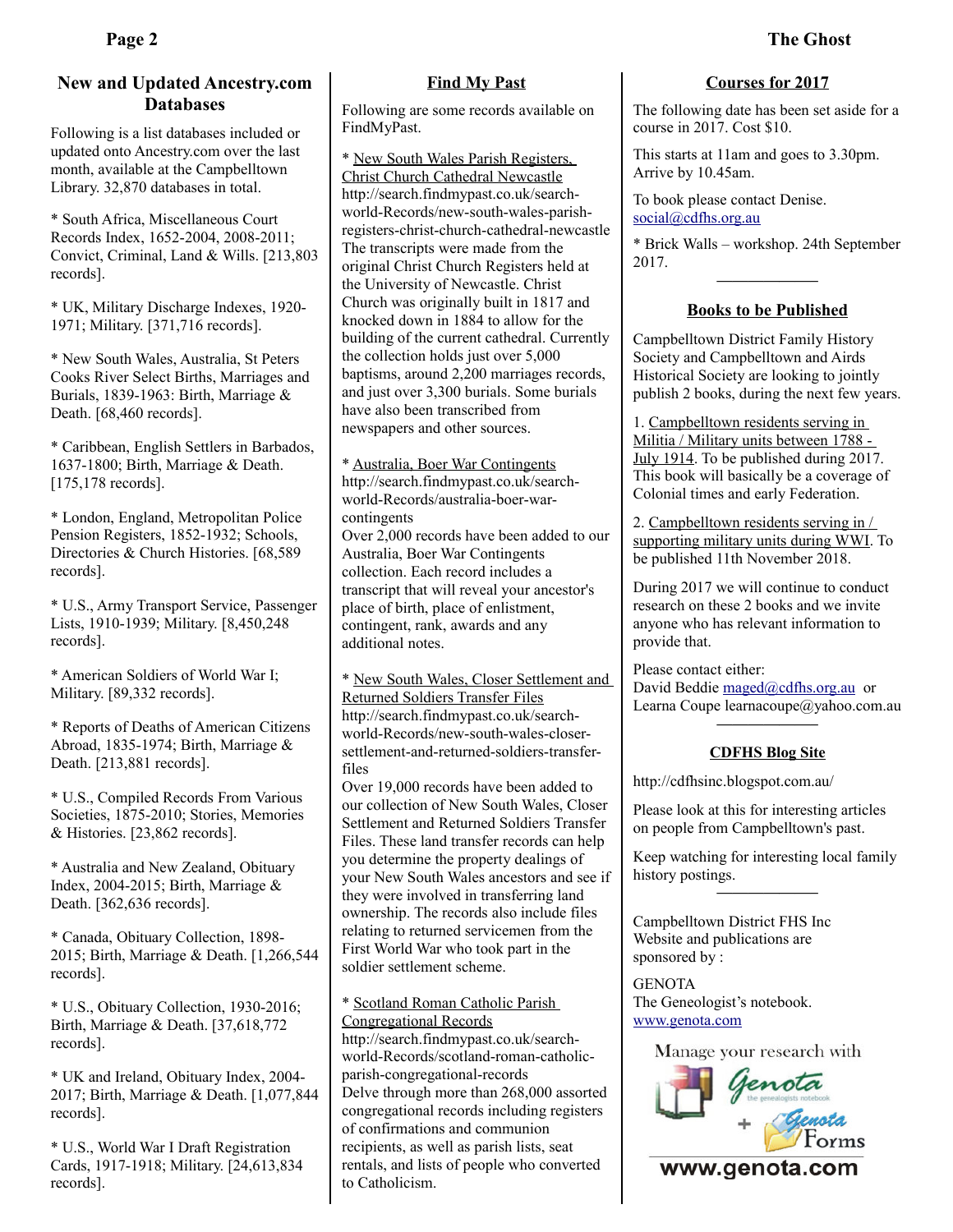## New and Updated Ancestry.com Databases

Following is a list databases included or updated onto Ancestry.com over the last month, available at the Campbelltown Library. 32,870 databases in total.

* South Africa, Miscellaneous Court Records Index, 1652-2004, 2008-2011; Convict, Criminal, Land & Wills. [213,803 records].

* UK, Military Discharge Indexes, 1920-1971; Military. [371,716 records].

* New South Wales, Australia, St Peters Cooks River Select Births, Marriages and Burials, 1839-1963: Birth, Marriage & Death. [68,460 records].

* Caribbean, English Settlers in Barbados, 1637-1800; Birth, Marriage & Death. [175,178 records].

* London, England, Metropolitan Police Pension Registers, 1852-1932; Schools, Directories & Church Histories. [68,589 records].

* U.S., Army Transport Service, Passenger Lists, 1910-1939; Military. [8,450,248 records].

* American Soldiers of World War I; Military. [89,332 records].

* Reports of Deaths of American Citizens Abroad, 1835-1974; Birth, Marriage & Death. [213,881 records].

* U.S., Compiled Records From Various Societies, 1875-2010; Stories, Memories & Histories. [23,862 records].

* Australia and New Zealand, Obituary Index, 2004-2015; Birth, Marriage & Death. [362,636 records].

* Canada, Obituary Collection, 1898-2015; Birth, Marriage & Death. [1,266,544 records].

* U.S., Obituary Collection, 1930-2016; Birth, Marriage & Death. [37,618,772 records].

* UK and Ireland, Obituary Index, 2004-2017; Birth, Marriage & Death. [1,077,844 records].

* U.S., World War I Draft Registration Cards, 1917-1918; Military. [24,613,834 records].

## Find My Past

Following are some records available on FindMyPast.

* New South Wales Parish Registers, Christ Church Cathedral Newcastle
http://search.findmypast.co.uk/search-world-Records/new-south-wales-parish-registers-christ-church-cathedral-newcastle
The transcripts were made from the original Christ Church Registers held at the University of Newcastle. Christ Church was originally built in 1817 and knocked down in 1884 to allow for the building of the current cathedral. Currently the collection holds just over 5,000 baptisms, around 2,200 marriages records, and just over 3,300 burials. Some burials have also been transcribed from newspapers and other sources.

* Australia, Boer War Contingents
http://search.findmypast.co.uk/search-world-Records/australia-boer-war-contingents
Over 2,000 records have been added to our Australia, Boer War Contingents collection. Each record includes a transcript that will reveal your ancestor's place of birth, place of enlistment, contingent, rank, awards and any additional notes.

* New South Wales, Closer Settlement and Returned Soldiers Transfer Files
http://search.findmypast.co.uk/search-world-Records/new-south-wales-closer-settlement-and-returned-soldiers-transfer-files
Over 19,000 records have been added to our collection of New South Wales, Closer Settlement and Returned Soldiers Transfer Files. These land transfer records can help you determine the property dealings of your New South Wales ancestors and see if they were involved in transferring land ownership. The records also include files relating to returned servicemen from the First World War who took part in the soldier settlement scheme.

* Scotland Roman Catholic Parish Congregational Records
http://search.findmypast.co.uk/search-world-Records/scotland-roman-catholic-parish-congregational-records
Delve through more than 268,000 assorted congregational records including registers of confirmations and communion recipients, as well as parish lists, seat rentals, and lists of people who converted to Catholicism.

## Courses for 2017

The following date has been set aside for a course in 2017. Cost $10.

This starts at 11am and goes to 3.30pm. Arrive by 10.45am.

To book please contact Denise. social@cdfhs.org.au

* Brick Walls – workshop. 24th September 2017.

## Books to be Published

Campbelltown District Family History Society and Campbelltown and Airds Historical Society are looking to jointly publish 2 books, during the next few years.

1. Campbelltown residents serving in Militia / Military units between 1788 - July 1914. To be published during 2017. This book will basically be a coverage of Colonial times and early Federation.

2. Campbelltown residents serving in / supporting military units during WWI. To be published 11th November 2018.

During 2017 we will continue to conduct research on these 2 books and we invite anyone who has relevant information to provide that.

Please contact either:
David Beddie maged@cdfhs.org.au or
Learna Coupe learnacoupe@yahoo.com.au

## CDFHS Blog Site

http://cdfhsinc.blogspot.com.au/

Please look at this for interesting articles on people from Campbelltown's past.

Keep watching for interesting local family history postings.

Campbelltown District FHS Inc Website and publications are sponsored by :

GENOTA
The Geneologist's notebook.
www.genota.com

Manage your research with Genota + Genota Forms
www.genota.com